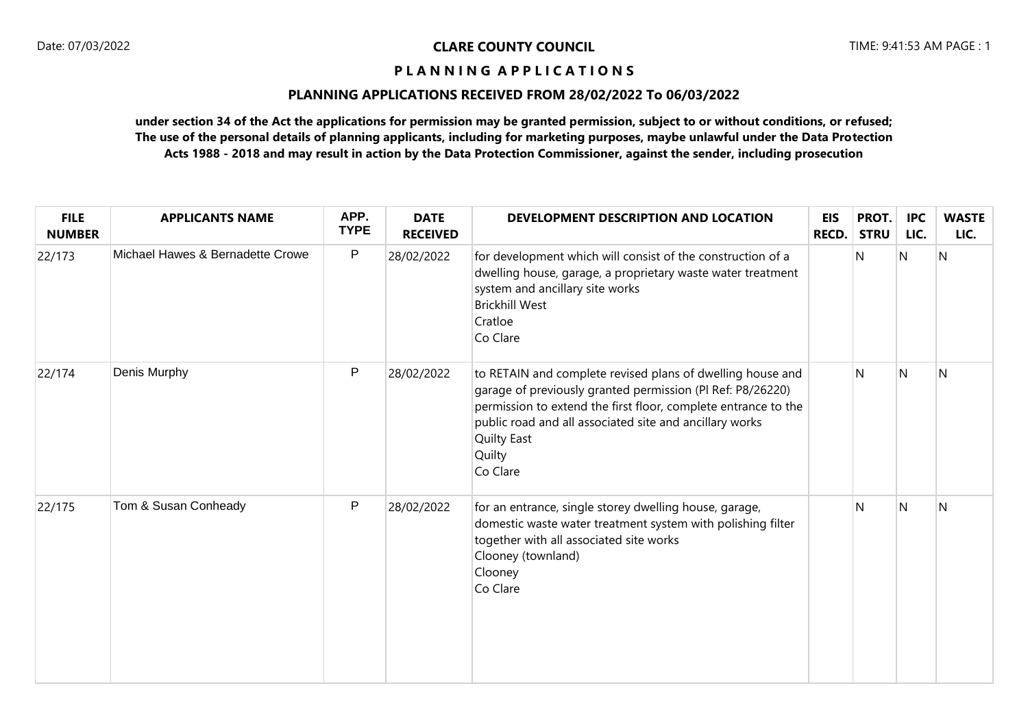**CLARE COUNTY COUNCIL**

**P L A N N I N G A P P L I C A T I O N S**

**PLANNING APPLICATIONS RECEIVED FROM 28/02/2022 To 06/03/2022**

**under section 34 of the Act the applications for permission may be granted permission, subject to or without conditions, or refused; The use of the personal details of planning applicants, including for marketing purposes, maybe unlawful under the Data Protection Acts 1988 - 2018 and may result in action by the Data Protection Commissioner, against the sender, including prosecution**

| FILE NUMBER | APPLICANTS NAME | APP. TYPE | DATE RECEIVED | DEVELOPMENT DESCRIPTION AND LOCATION | EIS RECD. | PROT. STRU | IPC LIC. | WASTE LIC. |
|---|---|---|---|---|---|---|---|---|
| 22/173 | Michael Hawes & Bernadette Crowe | P | 28/02/2022 | for development which will consist of the construction of a dwelling house, garage, a proprietary waste water treatment system and ancillary site works<br>Brickhill West<br>Cratloe<br>Co Clare | | N | N | N |
| 22/174 | Denis Murphy | P | 28/02/2022 | to RETAIN and complete revised plans of dwelling house and garage of previously granted permission (Pl Ref: P8/26220) permission to extend the first floor, complete entrance to the public road and all associated site and ancillary works<br>Quilty East<br>Quilty<br>Co Clare | | N | N | N |
| 22/175 | Tom & Susan Conheady | P | 28/02/2022 | for an entrance, single storey dwelling house, garage, domestic waste water treatment system with polishing filter together with all associated site works<br>Clooney (townland)<br>Clooney<br>Co Clare | | N | N | N |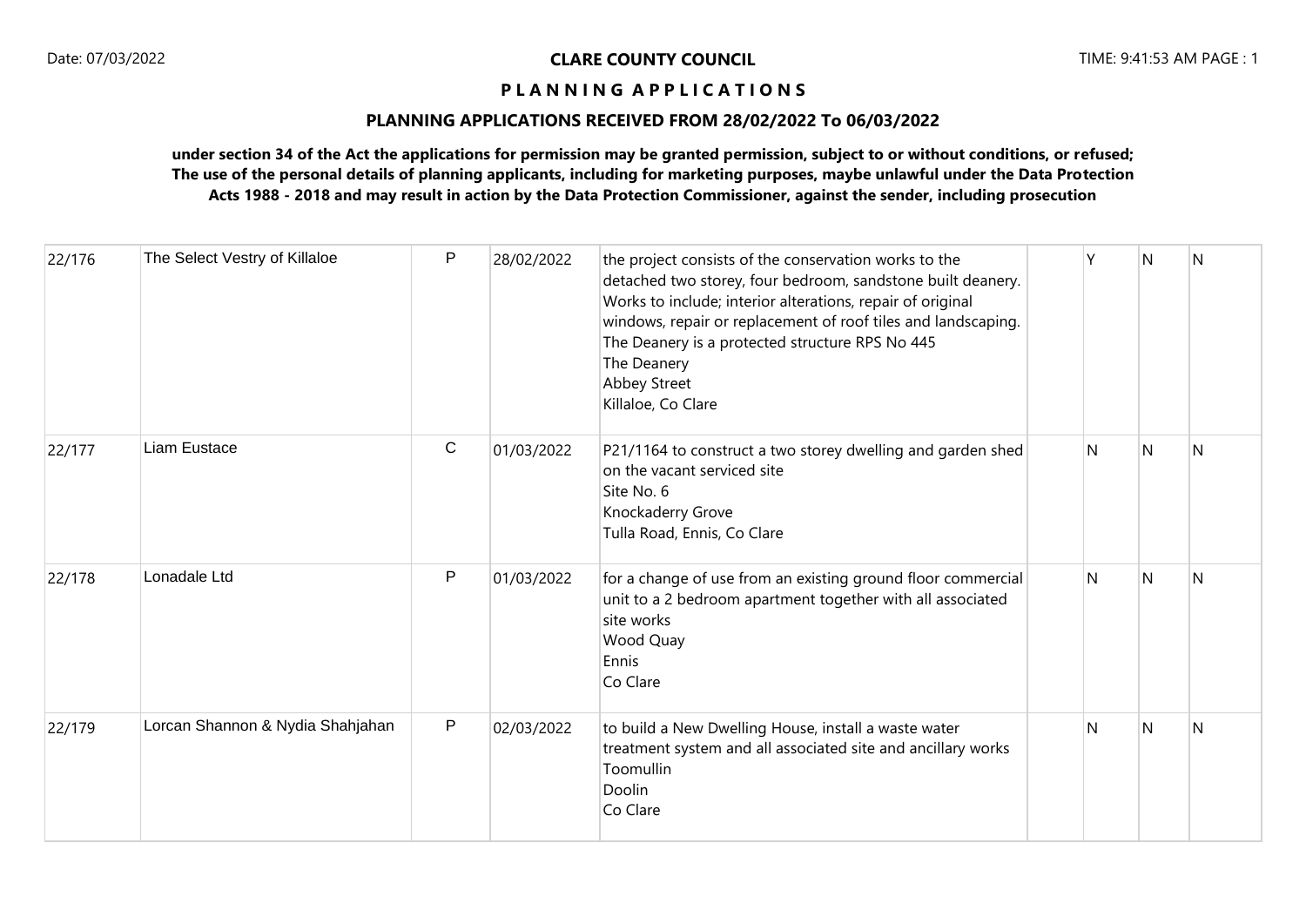**CLARE COUNTY COUNCIL**

**P L A N N I N G A P P L I C A T I O N S**

**PLANNING APPLICATIONS RECEIVED FROM 28/02/2022 To 06/03/2022**

**under section 34 of the Act the applications for permission may be granted permission, subject to or without conditions, or refused; The use of the personal details of planning applicants, including for marketing purposes, maybe unlawful under the Data Protection Acts 1988 - 2018 and may result in action by the Data Protection Commissioner, against the sender, including prosecution**

| | | | | | | | | |
|---|---|---|---|---|---|---|---|---|
| 22/176 | The Select Vestry of Killaloe | P | 28/02/2022 | the project consists of the conservation works to the detached two storey, four bedroom, sandstone built deanery. Works to include; interior alterations, repair of original windows, repair or replacement of roof tiles and landscaping. The Deanery is a protected structure RPS No 445<br>The Deanery<br>Abbey Street<br>Killaloe, Co Clare | | Y | N | N |
| 22/177 | Liam Eustace | C | 01/03/2022 | P21/1164 to construct a two storey dwelling and garden shed on the vacant serviced site<br>Site No. 6<br>Knockaderry Grove<br>Tulla Road, Ennis, Co Clare | | N | N | N |
| 22/178 | Lonadale Ltd | P | 01/03/2022 | for a change of use from an existing ground floor commercial unit to a 2 bedroom apartment together with all associated site works<br>Wood Quay<br>Ennis<br>Co Clare | | N | N | N |
| 22/179 | Lorcan Shannon & Nydia Shahjahan | P | 02/03/2022 | to build a New Dwelling House, install a waste water treatment system and all associated site and ancillary works<br>Toomullin<br>Doolin<br>Co Clare | | N | N | N |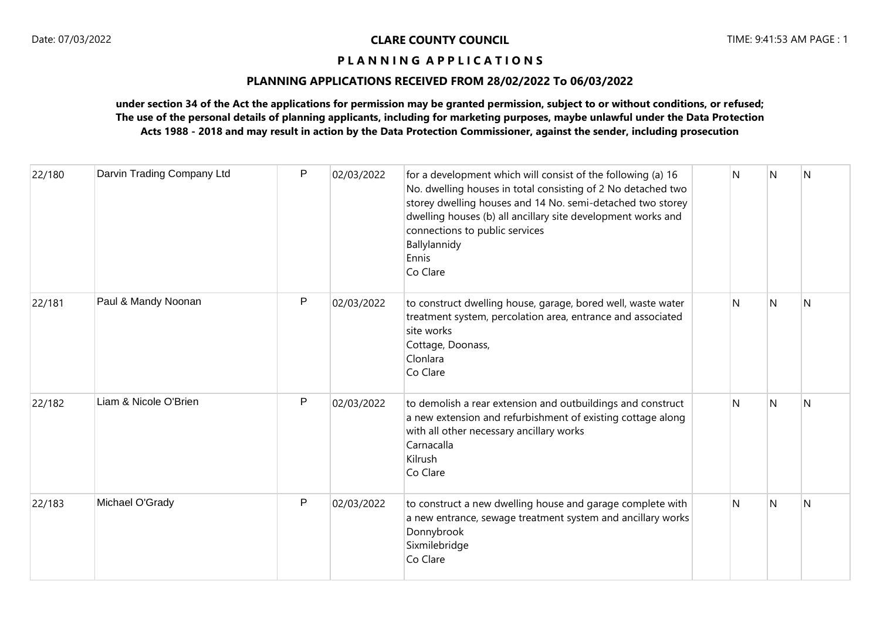**CLARE COUNTY COUNCIL**

**P L A N N I N G  A P P L I C A T I O N S**

**PLANNING APPLICATIONS RECEIVED FROM 28/02/2022 To 06/03/2022**

**under section 34 of the Act the applications for permission may be granted permission, subject to or without conditions, or refused; The use of the personal details of planning applicants, including for marketing purposes, maybe unlawful under the Data Protection Acts 1988 - 2018 and may result in action by the Data Protection Commissioner, against the sender, including prosecution**

| | | | | | | | | |
|---|---|---|---|---|---|---|---|---|
| 22/180 | Darvin Trading Company Ltd | P | 02/03/2022 | for a development which will consist of the following (a) 16 No. dwelling houses in total consisting of 2 No detached two storey dwelling houses and 14 No. semi-detached two storey dwelling houses (b) all ancillary site development works and connections to public services<br>Ballylannidy<br>Ennis<br>Co Clare | | N | N | N |
| 22/181 | Paul & Mandy Noonan | P | 02/03/2022 | to construct dwelling house, garage, bored well, waste water treatment system, percolation area, entrance and associated site works<br>Cottage, Doonass,<br>Clonlara<br>Co Clare | | N | N | N |
| 22/182 | Liam & Nicole O'Brien | P | 02/03/2022 | to demolish a rear extension and outbuildings and construct a new extension and refurbishment of existing cottage along with all other necessary ancillary works<br>Carnacalla<br>Kilrush<br>Co Clare | | N | N | N |
| 22/183 | Michael O'Grady | P | 02/03/2022 | to construct a new dwelling house and garage complete with a new entrance, sewage treatment system and ancillary works<br>Donnybrook<br>Sixmilebridge<br>Co Clare | | N | N | N |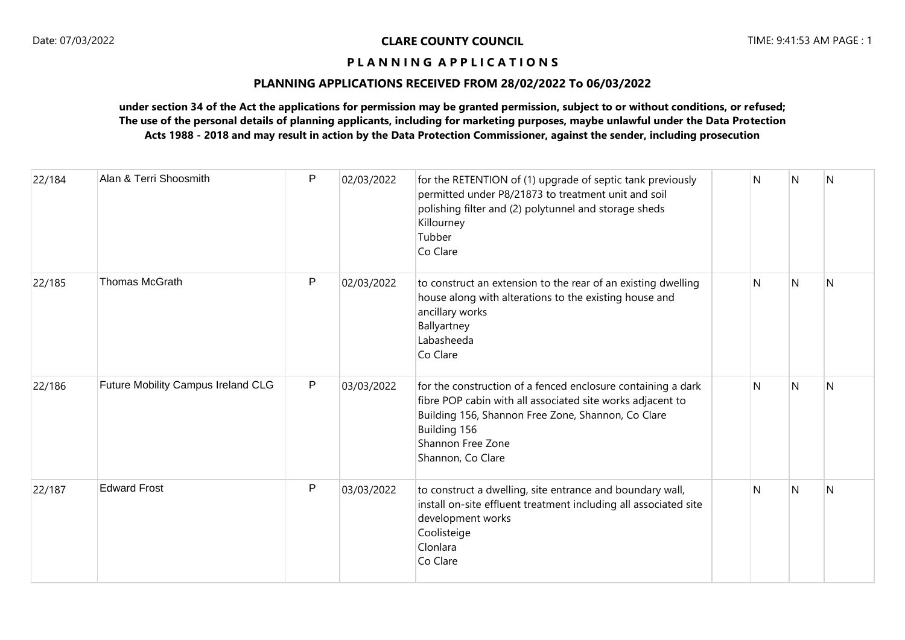**CLARE COUNTY COUNCIL**

**P L A N N I N G A P P L I C A T I O N S**

**PLANNING APPLICATIONS RECEIVED FROM 28/02/2022 To 06/03/2022**

**under section 34 of the Act the applications for permission may be granted permission, subject to or without conditions, or refused; The use of the personal details of planning applicants, including for marketing purposes, maybe unlawful under the Data Protection Acts 1988 - 2018 and may result in action by the Data Protection Commissioner, against the sender, including prosecution**

| | | | | | | | | |
|---|---|---|---|---|---|---|---|---|
| 22/184 | Alan & Terri Shoosmith | P | 02/03/2022 | for the RETENTION of (1) upgrade of septic tank previously permitted under P8/21873 to treatment unit and soil polishing filter and (2) polytunnel and storage sheds<br>Killourney<br>Tubber<br>Co Clare | | N | N | N |
| 22/185 | Thomas McGrath | P | 02/03/2022 | to construct an extension to the rear of an existing dwelling house along with alterations to the existing house and ancillary works<br>Ballyartney<br>Labasheeda<br>Co Clare | | N | N | N |
| 22/186 | Future Mobility Campus Ireland CLG | P | 03/03/2022 | for the construction of a fenced enclosure containing a dark fibre POP cabin with all associated site works adjacent to Building 156, Shannon Free Zone, Shannon, Co Clare<br>Building 156<br>Shannon Free Zone<br>Shannon, Co Clare | | N | N | N |
| 22/187 | Edward Frost | P | 03/03/2022 | to construct a dwelling, site entrance and boundary wall, install on-site effluent treatment including all associated site development works<br>Coolisteige<br>Clonlara<br>Co Clare | | N | N | N |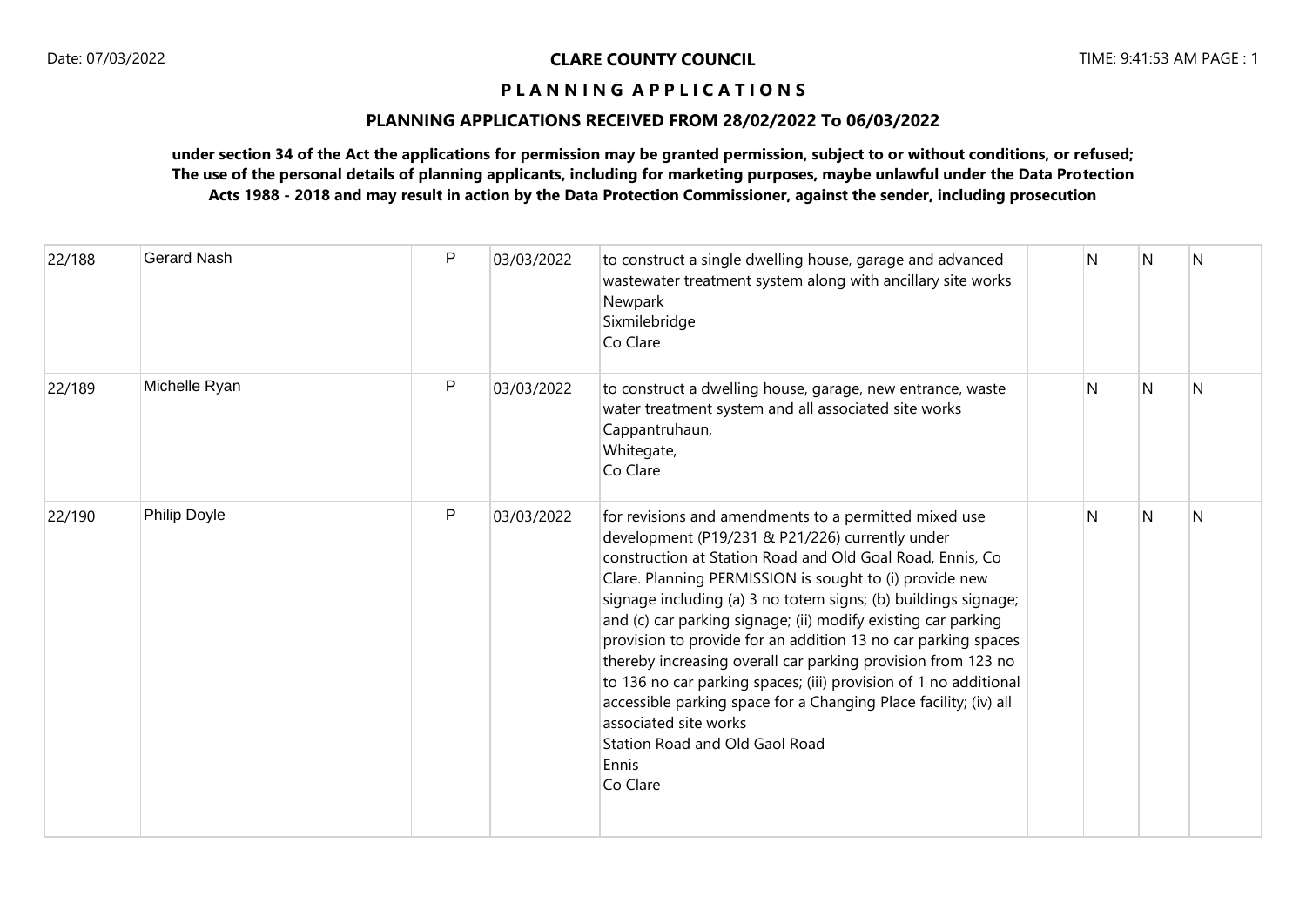**CLARE COUNTY COUNCIL**

**P L A N N I N G A P P L I C A T I O N S**

**PLANNING APPLICATIONS RECEIVED FROM 28/02/2022 To 06/03/2022**

**under section 34 of the Act the applications for permission may be granted permission, subject to or without conditions, or refused; The use of the personal details of planning applicants, including for marketing purposes, maybe unlawful under the Data Protection Acts 1988 - 2018 and may result in action by the Data Protection Commissioner, against the sender, including prosecution**

| | | | | | | | | |
|---|---|---|---|---|---|---|---|---|
| 22/188 | Gerard Nash | P | 03/03/2022 | to construct a single dwelling house, garage and advanced wastewater treatment system along with ancillary site works<br>Newpark<br>Sixmilebridge<br>Co Clare | | N | N | N |
| 22/189 | Michelle Ryan | P | 03/03/2022 | to construct a dwelling house, garage, new entrance, waste water treatment system and all associated site works<br>Cappantruhaun,<br>Whitegate,<br>Co Clare | | N | N | N |
| 22/190 | Philip Doyle | P | 03/03/2022 | for revisions and amendments to a permitted mixed use development (P19/231 & P21/226) currently under construction at Station Road and Old Goal Road, Ennis, Co Clare. Planning PERMISSION is sought to (i) provide new signage including (a) 3 no totem signs; (b) buildings signage; and (c) car parking signage; (ii) modify existing car parking provision to provide for an addition 13 no car parking spaces thereby increasing overall car parking provision from 123 no to 136 no car parking spaces; (iii) provision of 1 no additional accessible parking space for a Changing Place facility; (iv) all associated site works<br>Station Road and Old Gaol Road<br>Ennis<br>Co Clare | | N | N | N |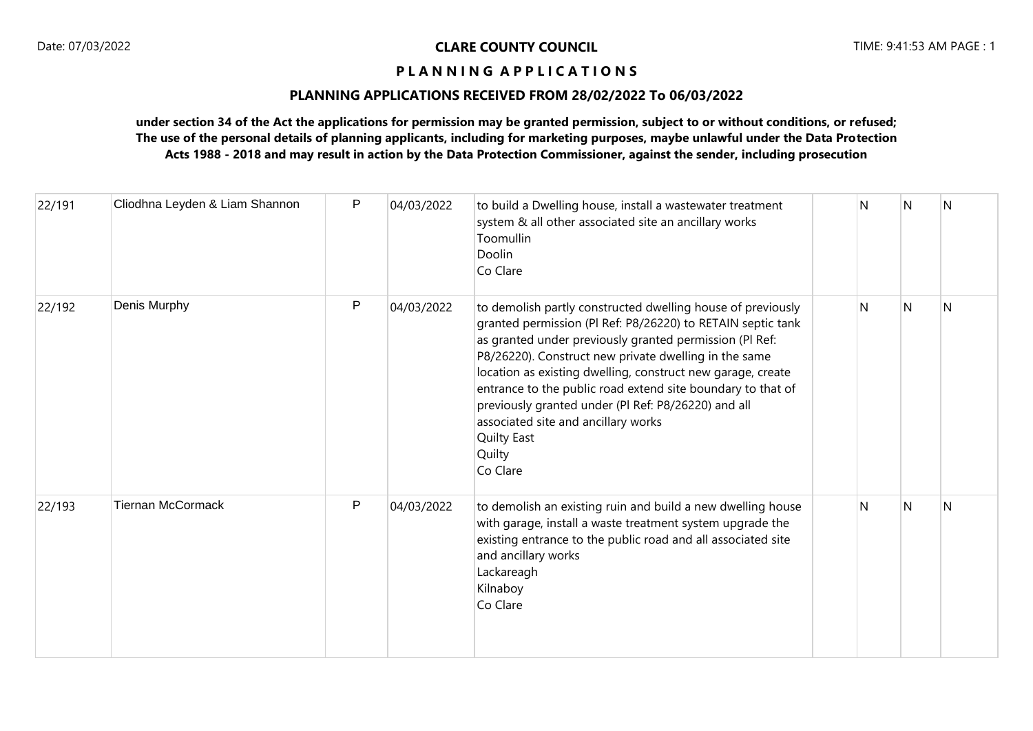**CLARE COUNTY COUNCIL**

**P L A N N I N G A P P L I C A T I O N S**

**PLANNING APPLICATIONS RECEIVED FROM 28/02/2022 To 06/03/2022**

**under section 34 of the Act the applications for permission may be granted permission, subject to or without conditions, or refused; The use of the personal details of planning applicants, including for marketing purposes, maybe unlawful under the Data Protection Acts 1988 - 2018 and may result in action by the Data Protection Commissioner, against the sender, including prosecution**

| | | | | | | | | |
|---|---|---|---|---|---|---|---|---|
| 22/191 | Cliodhna Leyden & Liam Shannon | P | 04/03/2022 | to build a Dwelling house, install a wastewater treatment system & all other associated site an ancillary works<br>Toomullin<br>Doolin<br>Co Clare | | N | N | N |
| 22/192 | Denis Murphy | P | 04/03/2022 | to demolish partly constructed dwelling house of previously granted permission (Pl Ref: P8/26220) to RETAIN septic tank as granted under previously granted permission (Pl Ref: P8/26220). Construct new private dwelling in the same location as existing dwelling, construct new garage, create entrance to the public road extend site boundary to that of previously granted under (Pl Ref: P8/26220) and all associated site and ancillary works<br>Quilty East<br>Quilty<br>Co Clare | | N | N | N |
| 22/193 | Tiernan McCormack | P | 04/03/2022 | to demolish an existing ruin and build a new dwelling house with garage, install a waste treatment system upgrade the existing entrance to the public road and all associated site and ancillary works<br>Lackareagh<br>Kilnaboy<br>Co Clare | | N | N | N |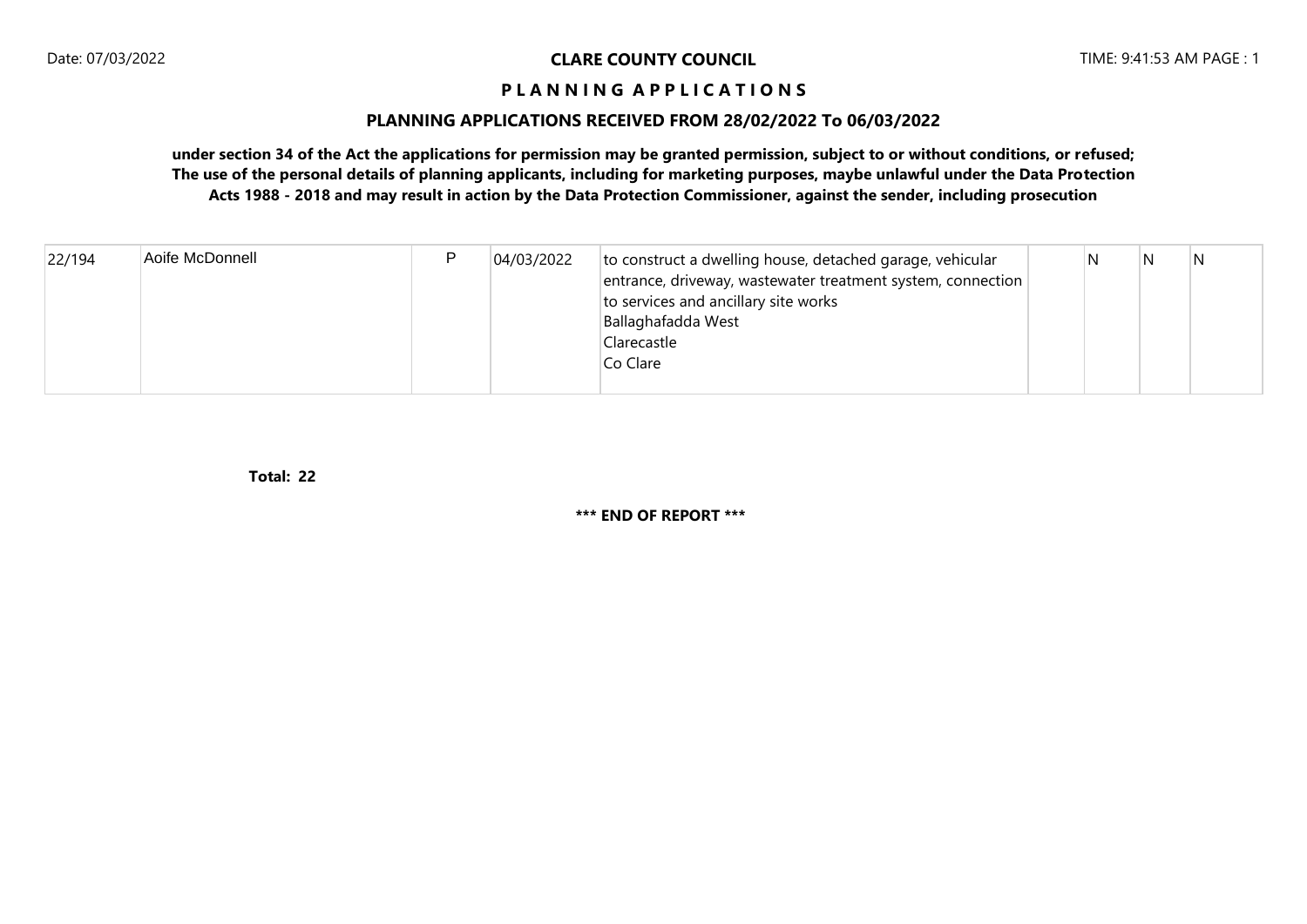Date: 07/03/2022

**CLARE COUNTY COUNCIL**

TIME: 9:41:53 AM PAGE : 1

**P L A N N I N G A P P L I C A T I O N S**

**PLANNING APPLICATIONS RECEIVED FROM 28/02/2022 To 06/03/2022**

**under section 34 of the Act the applications for permission may be granted permission, subject to or without conditions, or refused; The use of the personal details of planning applicants, including for marketing purposes, maybe unlawful under the Data Protection Acts 1988 - 2018 and may result in action by the Data Protection Commissioner, against the sender, including prosecution**

| | | | | | | | | |
|---|---|---|---|---|---|---|---|---|
| 22/194 | Aoife McDonnell | P | 04/03/2022 | to construct a dwelling house, detached garage, vehicular entrance, driveway, wastewater treatment system, connection to services and ancillary site works<br>Ballaghafadda West<br>Clarecastle<br>Co Clare | | N | N | N |

**Total: 22**

**\*\*\* END OF REPORT \*\*\***